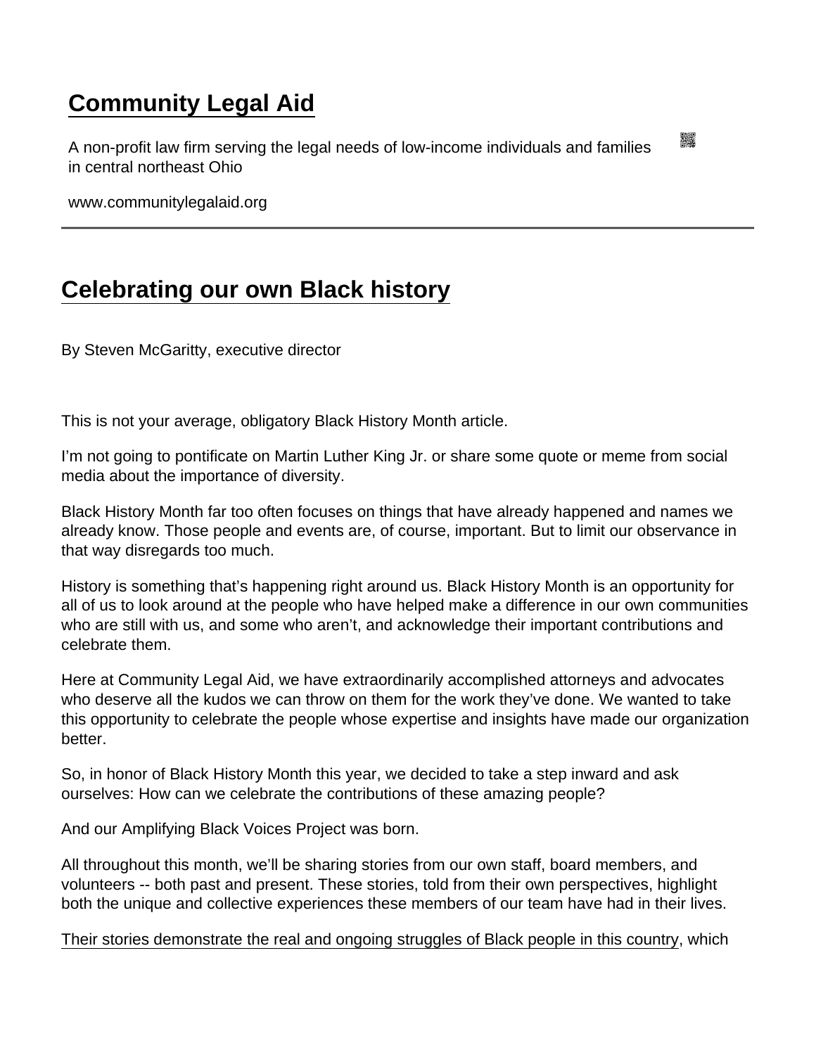# Community Legal Aid

A non-profit law firm serving the legal needs of low-income individuals and families in central northeast Ohio

www.communitylegalaid.org

## Celebrating our own Black history

By Steven McGaritty, executive director

This is not your average, obligatory Black History Month article.

I'm not going to pontificate on Martin Luther King Jr. or share some quote or meme from social media about the importance of diversity.

Black History Month far too often focuses on things that have already happened and names we already know. Those people and events are, of course, important. But to limit our observance in that way disregards too much.

History is something that's happening right around us. Black History Month is an opportunity for all of us to look around at the people who have helped make a difference in our own communities who are still with us, and some who aren't, and acknowledge their important contributions and celebrate them.

Here at Community Legal Aid, we have extraordinarily accomplished attorneys and advocates who deserve all the kudos we can throw on them for the work they've done. We wanted to take this opportunity to celebrate the people whose expertise and insights have made our organization better.

So, in honor of Black History Month this year, we decided to take a step inward and ask ourselves: How can we celebrate the contributions of these amazing people?

And our Amplifying Black Voices Project was born.

All throughout this month, we'll be sharing stories from our own staff, board members, and volunteers -- both past and present. These stories, told from their own perspectives, highlight both the unique and collective experiences these members of our team have had in their lives.

Their stories demonstrate the real and ongoing struggles of Black people in this country, which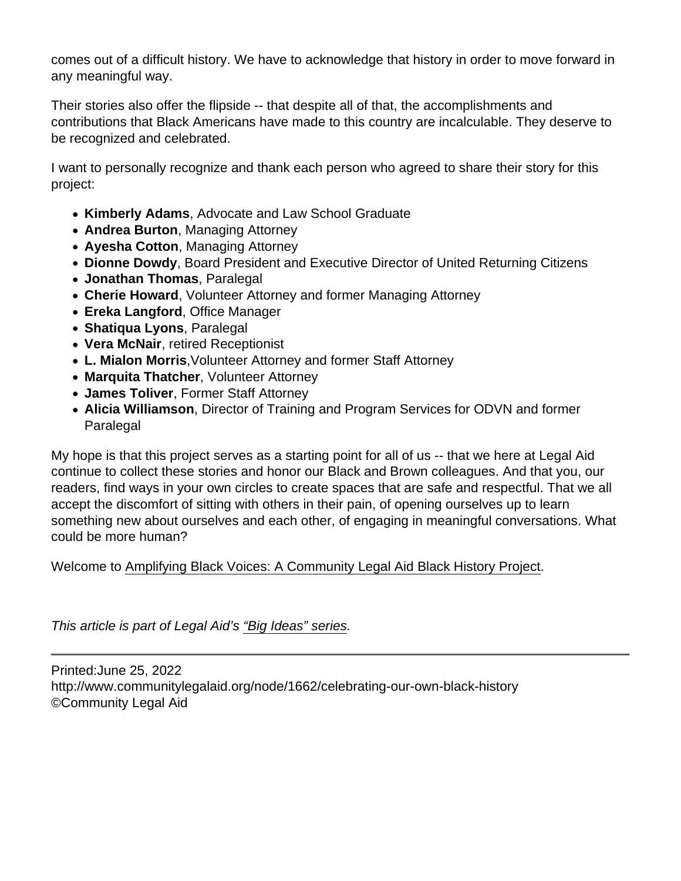comes out of a difficult history. We have to acknowledge that history in order to move forward in any meaningful way.

Their stories also offer the flipside -- that despite all of that, the accomplishments and contributions that Black Americans have made to this country are incalculable. They deserve to be recognized and celebrated.

I want to personally recognize and thank each person who agreed to share their story for this project:

- **Kimberly Adams**, Advocate and Law School Graduate
- **Andrea Burton**, Managing Attorney
- **Ayesha Cotton**, Managing Attorney
- **Dionne Dowdy**, Board President and Executive Director of United Returning Citizens
- **Jonathan Thomas**, Paralegal
- **Cherie Howard**, Volunteer Attorney and former Managing Attorney
- **Ereka Langford**, Office Manager
- **Shatiqua Lyons**, Paralegal
- **Vera McNair**, retired Receptionist
- **L. Mialon Morris**,Volunteer Attorney and former Staff Attorney
- **Marquita Thatcher**, Volunteer Attorney
- **James Toliver**, Former Staff Attorney
- **Alicia Williamson**, Director of Training and Program Services for ODVN and former Paralegal

My hope is that this project serves as a starting point for all of us -- that we here at Legal Aid continue to collect these stories and honor our Black and Brown colleagues. And that you, our readers, find ways in your own circles to create spaces that are safe and respectful. That we all accept the discomfort of sitting with others in their pain, of opening ourselves up to learn something new about ourselves and each other, of engaging in meaningful conversations. What could be more human?

Welcome to Amplifying Black Voices: A Community Legal Aid Black History Project.

*This article is part of Legal Aid's "Big Ideas" series.*

---

Printed:June 25, 2022
http://www.communitylegalaid.org/node/1662/celebrating-our-own-black-history
©Community Legal Aid